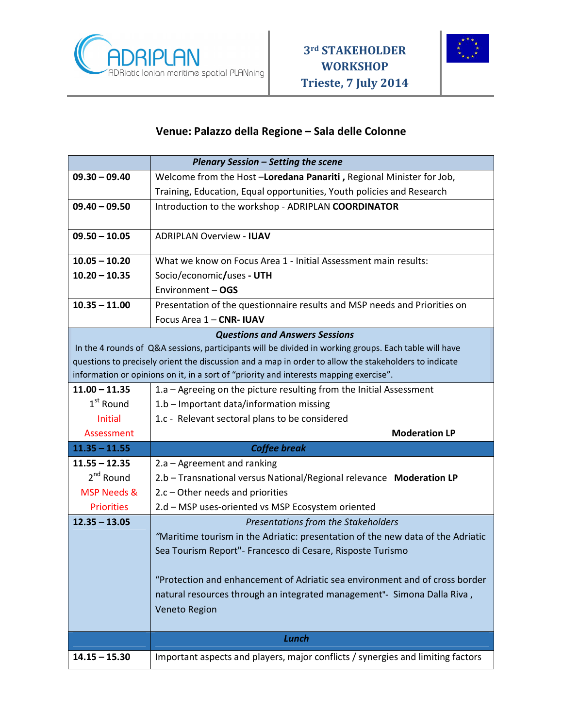# ADRIPLAN

ADRiatic Ionian maritime spatial PLANning

**3rd STAKEHOLDER WORKSHOP**
**Trieste, 7 July 2014**

## Venue: Palazzo della Regione – Sala delle Colonne

| | ***Plenary Session – Setting the scene*** |
|---|---|
| **09.30 – 09.40** | Welcome from the Host –**Loredana Panariti ,** Regional Minister for Job, Training, Education, Equal opportunities, Youth policies and Research |
| **09.40 – 09.50** | Introduction to the workshop - ADRIPLAN **COORDINATOR** |
| **09.50 – 10.05** | ADRIPLAN Overview - **IUAV** |
| **10.05 – 10.20**<br>**10.20 – 10.35** | What we know on Focus Area 1 - Initial Assessment main results:<br>Socio/economic/uses **- UTH**<br>Environment – **OGS** |
| **10.35 – 11.00** | Presentation of the questionnaire results and MSP needs and Priorities on Focus Area 1 – **CNR- IUAV** |
| ***Questions and Answers Sessions*** In the 4 rounds of Q&A sessions, participants will be divided in working groups. Each table will have questions to precisely orient the discussion and a map in order to allow the stakeholders to indicate information or opinions on it, in a sort of "priority and interests mapping exercise". | |
| **11.00 – 11.35**<br>1st Round<br>Initial Assessment | 1.a – Agreeing on the picture resulting from the Initial Assessment<br>1.b – Important data/information missing<br>1.c - Relevant sectoral plans to be considered<br>**Moderation LP** |
| **11.35 – 11.55** | ***Coffee break*** |
| **11.55 – 12.35**<br>2nd Round<br>MSP Needs & Priorities | 2.a – Agreement and ranking<br>2.b – Transnational versus National/Regional relevance **Moderation LP**<br>2.c – Other needs and priorities<br>2.d – MSP uses-oriented vs MSP Ecosystem oriented |
| **12.35 – 13.05** | *Presentations from the Stakeholders*<br>"Maritime tourism in the Adriatic: presentation of the new data of the Adriatic Sea Tourism Report"- Francesco di Cesare, Risposte Turismo<br><br>"Protection and enhancement of Adriatic sea environment and of cross border natural resources through an integrated management"- Simona Dalla Riva , Veneto Region |
| | ***Lunch*** |
| **14.15 – 15.30** | Important aspects and players, major conflicts / synergies and limiting factors |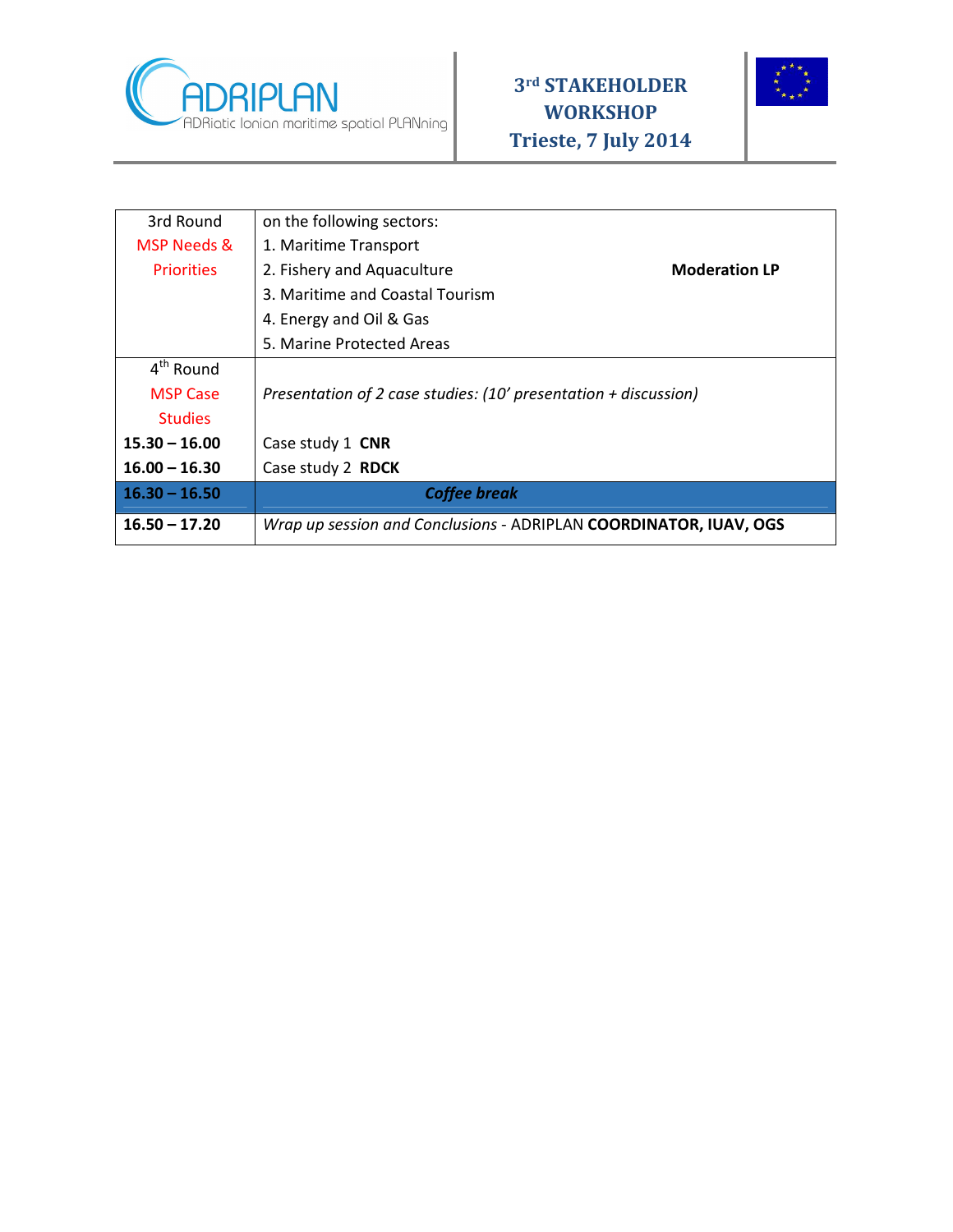| | |
|---|---|
| 3rd Round<br>MSP Needs & Priorities | on the following sectors:<br>1. Maritime Transport<br>2. Fishery and Aquaculture **Moderation LP**<br>3. Maritime and Coastal Tourism<br>4. Energy and Oil & Gas<br>5. Marine Protected Areas |
| 4th Round<br>MSP Case Studies | *Presentation of 2 case studies: (10' presentation + discussion)* |
| **15.30 – 16.00** | Case study 1 **CNR** |
| **16.00 – 16.30** | Case study 2 **RDCK** |
| **16.30 – 16.50** | ***Coffee break*** |
| **16.50 – 17.20** | *Wrap up session and Conclusions* - ADRIPLAN **COORDINATOR, IUAV, OGS** |